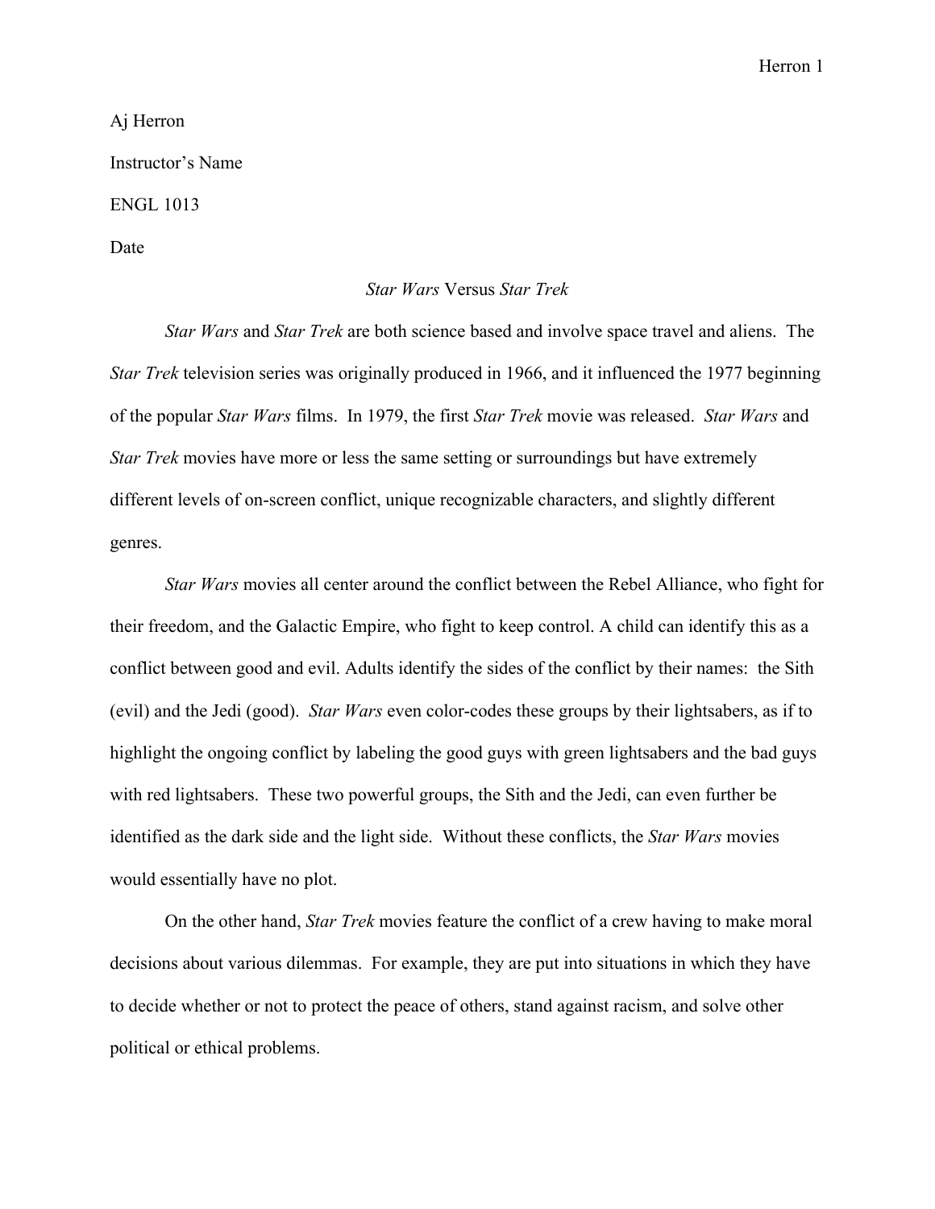Aj Herron

Instructor's Name

ENGL 1013

Date

# *Star Wars* Versus *Star Trek*

*Star Wars* and *Star Trek* are both science based and involve space travel and aliens. The *Star Trek* television series was originally produced in 1966, and it influenced the 1977 beginning of the popular *Star Wars* films. In 1979, the first *Star Trek* movie was released. *Star Wars* and *Star Trek* movies have more or less the same setting or surroundings but have extremely different levels of on-screen conflict, unique recognizable characters, and slightly different genres.

*Star Wars* movies all center around the conflict between the Rebel Alliance, who fight for their freedom, and the Galactic Empire, who fight to keep control. A child can identify this as a conflict between good and evil. Adults identify the sides of the conflict by their names: the Sith (evil) and the Jedi (good). *Star Wars* even color-codes these groups by their lightsabers, as if to highlight the ongoing conflict by labeling the good guys with green lightsabers and the bad guys with red lightsabers. These two powerful groups, the Sith and the Jedi, can even further be identified as the dark side and the light side. Without these conflicts, the *Star Wars* movies would essentially have no plot.

On the other hand, *Star Trek* movies feature the conflict of a crew having to make moral decisions about various dilemmas. For example, they are put into situations in which they have to decide whether or not to protect the peace of others, stand against racism, and solve other political or ethical problems.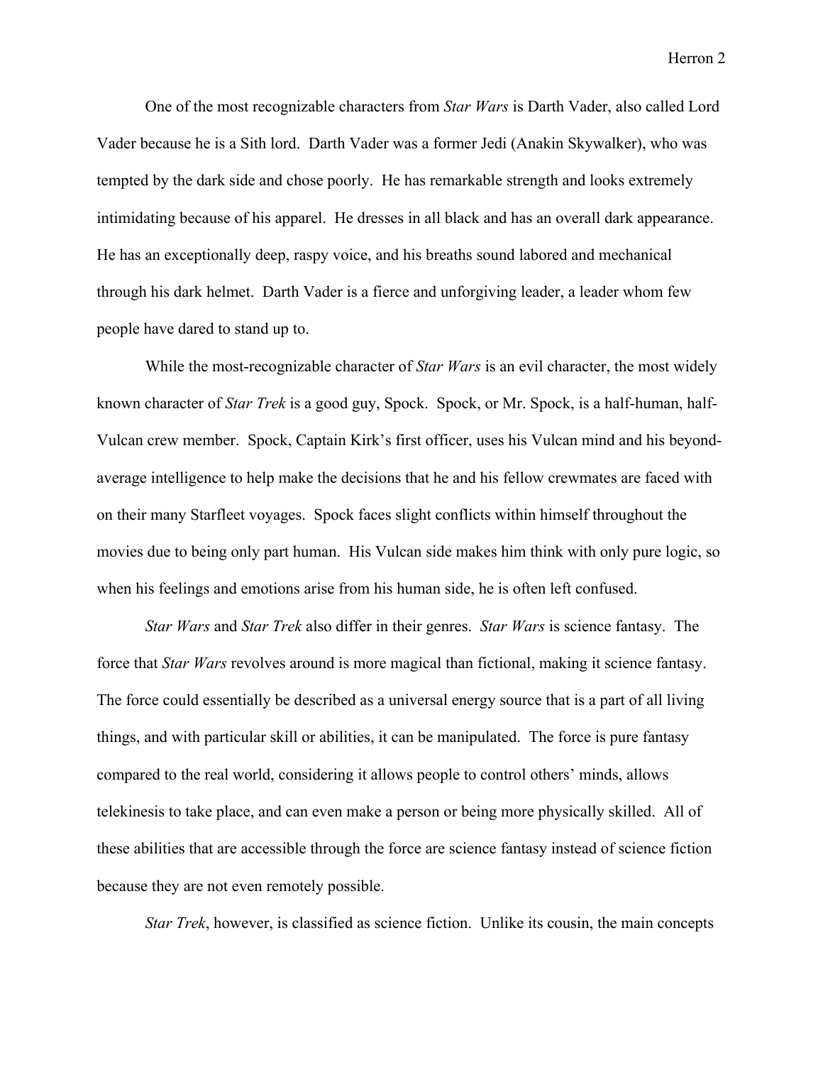One of the most recognizable characters from *Star Wars* is Darth Vader, also called Lord Vader because he is a Sith lord. Darth Vader was a former Jedi (Anakin Skywalker), who was tempted by the dark side and chose poorly. He has remarkable strength and looks extremely intimidating because of his apparel. He dresses in all black and has an overall dark appearance. He has an exceptionally deep, raspy voice, and his breaths sound labored and mechanical through his dark helmet. Darth Vader is a fierce and unforgiving leader, a leader whom few people have dared to stand up to.

While the most-recognizable character of *Star Wars* is an evil character, the most widely known character of *Star Trek* is a good guy, Spock. Spock, or Mr. Spock, is a half-human, half-Vulcan crew member. Spock, Captain Kirk's first officer, uses his Vulcan mind and his beyond-average intelligence to help make the decisions that he and his fellow crewmates are faced with on their many Starfleet voyages. Spock faces slight conflicts within himself throughout the movies due to being only part human. His Vulcan side makes him think with only pure logic, so when his feelings and emotions arise from his human side, he is often left confused.

*Star Wars* and *Star Trek* also differ in their genres. *Star Wars* is science fantasy. The force that *Star Wars* revolves around is more magical than fictional, making it science fantasy. The force could essentially be described as a universal energy source that is a part of all living things, and with particular skill or abilities, it can be manipulated. The force is pure fantasy compared to the real world, considering it allows people to control others' minds, allows telekinesis to take place, and can even make a person or being more physically skilled. All of these abilities that are accessible through the force are science fantasy instead of science fiction because they are not even remotely possible.

*Star Trek*, however, is classified as science fiction. Unlike its cousin, the main concepts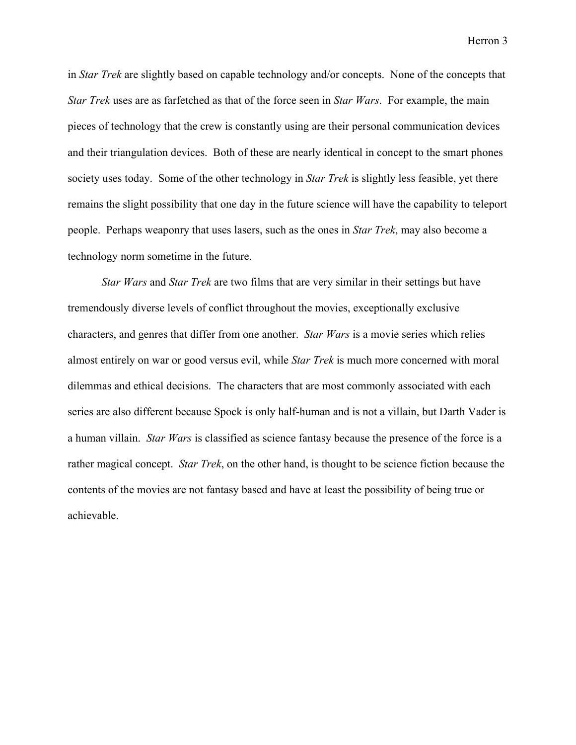in *Star Trek* are slightly based on capable technology and/or concepts. None of the concepts that *Star Trek* uses are as farfetched as that of the force seen in *Star Wars*. For example, the main pieces of technology that the crew is constantly using are their personal communication devices and their triangulation devices. Both of these are nearly identical in concept to the smart phones society uses today. Some of the other technology in *Star Trek* is slightly less feasible, yet there remains the slight possibility that one day in the future science will have the capability to teleport people. Perhaps weaponry that uses lasers, such as the ones in *Star Trek*, may also become a technology norm sometime in the future.

*Star Wars* and *Star Trek* are two films that are very similar in their settings but have tremendously diverse levels of conflict throughout the movies, exceptionally exclusive characters, and genres that differ from one another. *Star Wars* is a movie series which relies almost entirely on war or good versus evil, while *Star Trek* is much more concerned with moral dilemmas and ethical decisions. The characters that are most commonly associated with each series are also different because Spock is only half-human and is not a villain, but Darth Vader is a human villain. *Star Wars* is classified as science fantasy because the presence of the force is a rather magical concept. *Star Trek*, on the other hand, is thought to be science fiction because the contents of the movies are not fantasy based and have at least the possibility of being true or achievable.